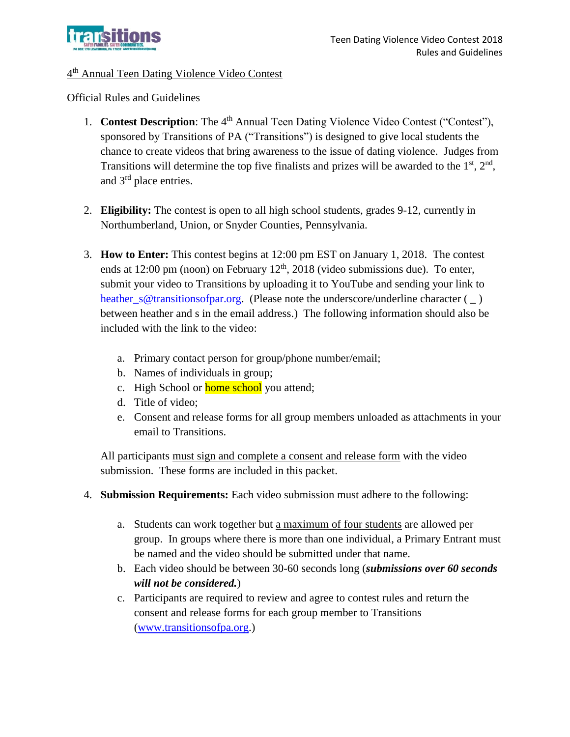# 4th Annual Teen Dating Violence Video Contest

Official Rules and Guidelines

1. **Contest Description**: The 4th Annual Teen Dating Violence Video Contest ("Contest"), sponsored by Transitions of PA ("Transitions") is designed to give local students the chance to create videos that bring awareness to the issue of dating violence. Judges from Transitions will determine the top five finalists and prizes will be awarded to the 1st, 2nd, and 3rd place entries.

2. **Eligibility:** The contest is open to all high school students, grades 9-12, currently in Northumberland, Union, or Snyder Counties, Pennsylvania.

3. **How to Enter:** This contest begins at 12:00 pm EST on January 1, 2018. The contest ends at 12:00 pm (noon) on February 12th, 2018 (video submissions due). To enter, submit your video to Transitions by uploading it to YouTube and sending your link to heather_s@transitionsofpar.org. (Please note the underscore/underline character ( _ ) between heather and s in the email address.) The following information should also be included with the link to the video:

   a. Primary contact person for group/phone number/email;
   b. Names of individuals in group;
   c. High School or home school you attend;
   d. Title of video;
   e. Consent and release forms for all group members unloaded as attachments in your email to Transitions.

   All participants must sign and complete a consent and release form with the video submission. These forms are included in this packet.

4. **Submission Requirements:** Each video submission must adhere to the following:

   a. Students can work together but a maximum of four students are allowed per group. In groups where there is more than one individual, a Primary Entrant must be named and the video should be submitted under that name.
   b. Each video should be between 30-60 seconds long (***submissions over 60 seconds will not be considered.***)
   c. Participants are required to review and agree to contest rules and return the consent and release forms for each group member to Transitions (www.transitionsofpa.org.)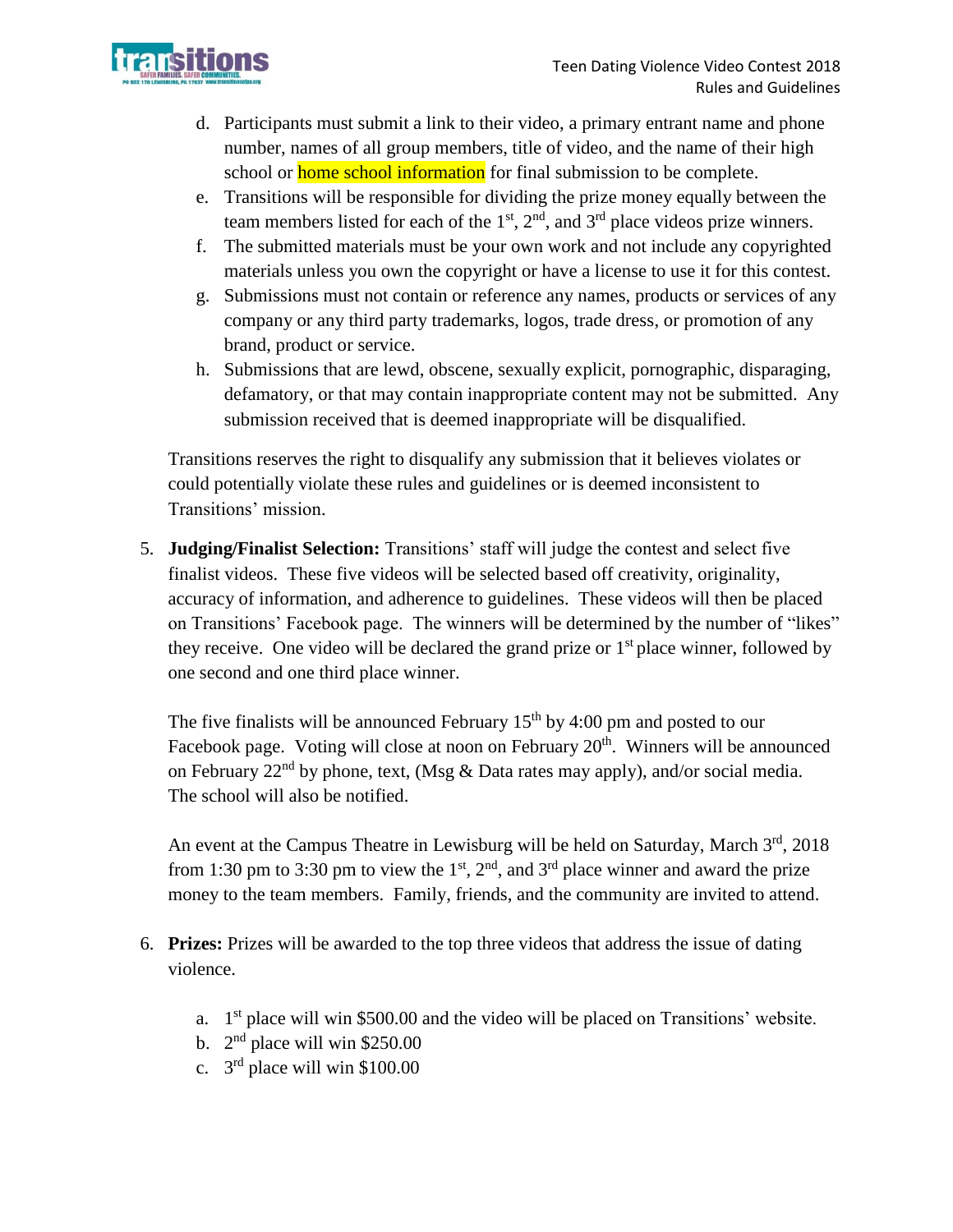d. Participants must submit a link to their video, a primary entrant name and phone number, names of all group members, title of video, and the name of their high school or home school information for final submission to be complete.
e. Transitions will be responsible for dividing the prize money equally between the team members listed for each of the 1st, 2nd, and 3rd place videos prize winners.
f. The submitted materials must be your own work and not include any copyrighted materials unless you own the copyright or have a license to use it for this contest.
g. Submissions must not contain or reference any names, products or services of any company or any third party trademarks, logos, trade dress, or promotion of any brand, product or service.
h. Submissions that are lewd, obscene, sexually explicit, pornographic, disparaging, defamatory, or that may contain inappropriate content may not be submitted. Any submission received that is deemed inappropriate will be disqualified.

Transitions reserves the right to disqualify any submission that it believes violates or could potentially violate these rules and guidelines or is deemed inconsistent to Transitions' mission.

5. **Judging/Finalist Selection:** Transitions' staff will judge the contest and select five finalist videos. These five videos will be selected based off creativity, originality, accuracy of information, and adherence to guidelines. These videos will then be placed on Transitions' Facebook page. The winners will be determined by the number of "likes" they receive. One video will be declared the grand prize or 1st place winner, followed by one second and one third place winner.

   The five finalists will be announced February 15th by 4:00 pm and posted to our Facebook page. Voting will close at noon on February 20th. Winners will be announced on February 22nd by phone, text, (Msg & Data rates may apply), and/or social media. The school will also be notified.

   An event at the Campus Theatre in Lewisburg will be held on Saturday, March 3rd, 2018 from 1:30 pm to 3:30 pm to view the 1st, 2nd, and 3rd place winner and award the prize money to the team members. Family, friends, and the community are invited to attend.

6. **Prizes:** Prizes will be awarded to the top three videos that address the issue of dating violence.

   a. 1st place will win $500.00 and the video will be placed on Transitions' website.
   b. 2nd place will win $250.00
   c. 3rd place will win $100.00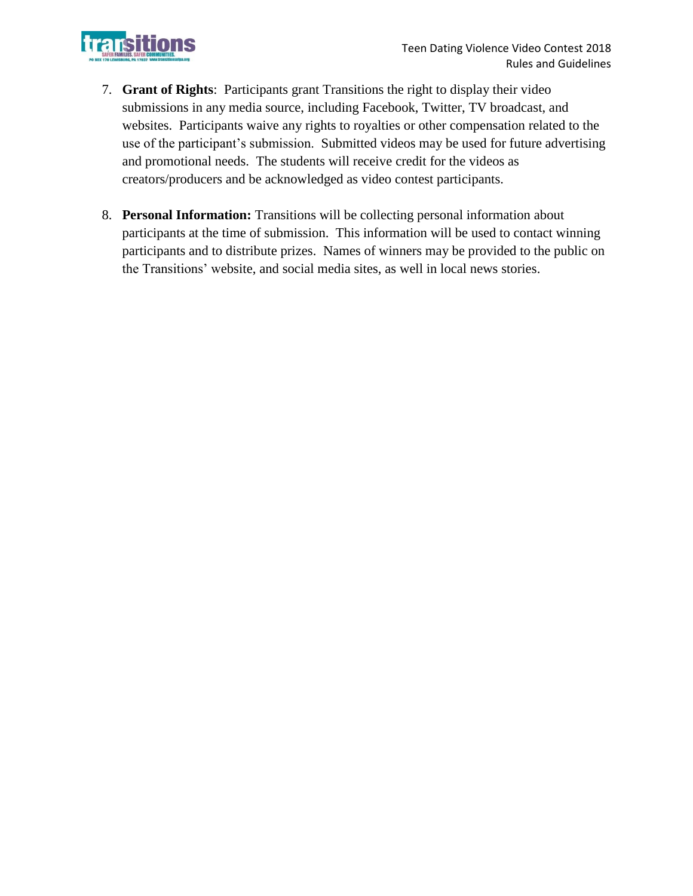7. **Grant of Rights**: Participants grant Transitions the right to display their video submissions in any media source, including Facebook, Twitter, TV broadcast, and websites. Participants waive any rights to royalties or other compensation related to the use of the participant's submission. Submitted videos may be used for future advertising and promotional needs. The students will receive credit for the videos as creators/producers and be acknowledged as video contest participants.

8. **Personal Information:** Transitions will be collecting personal information about participants at the time of submission. This information will be used to contact winning participants and to distribute prizes. Names of winners may be provided to the public on the Transitions' website, and social media sites, as well in local news stories.